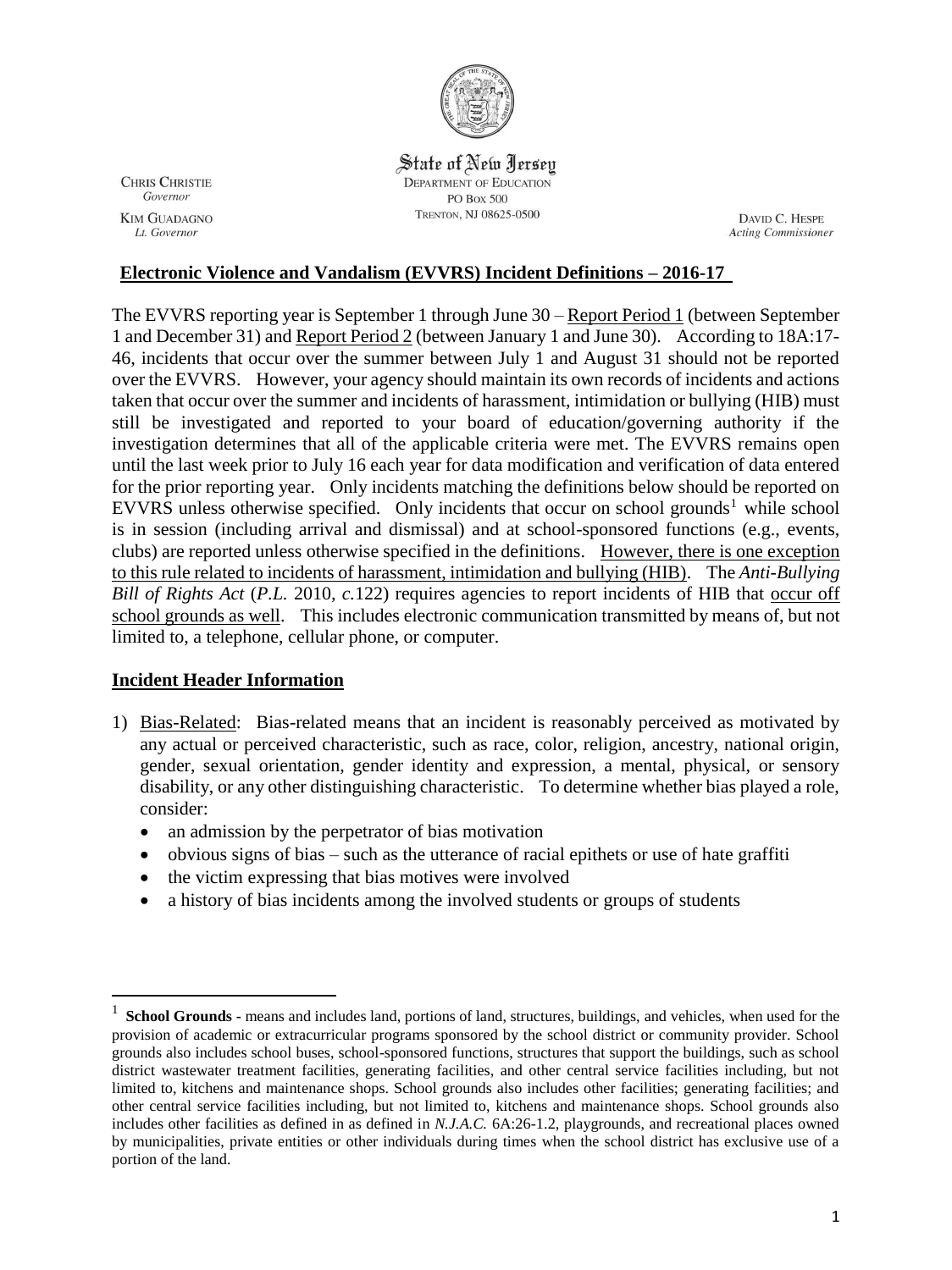State of New Jersey
DEPARTMENT OF EDUCATION
PO BOX 500
TRENTON, NJ 08625-0500

CHRIS CHRISTIE
*Governor*

KIM GUADAGNO
*Lt. Governor*

DAVID C. HESPE
*Acting Commissioner*

## Electronic Violence and Vandalism (EVVRS) Incident Definitions – 2016-17

The EVVRS reporting year is September 1 through June 30 – Report Period 1 (between September 1 and December 31) and Report Period 2 (between January 1 and June 30). According to 18A:17-46, incidents that occur over the summer between July 1 and August 31 should not be reported over the EVVRS. However, your agency should maintain its own records of incidents and actions taken that occur over the summer and incidents of harassment, intimidation or bullying (HIB) must still be investigated and reported to your board of education/governing authority if the investigation determines that all of the applicable criteria were met. The EVVRS remains open until the last week prior to July 16 each year for data modification and verification of data entered for the prior reporting year. Only incidents matching the definitions below should be reported on EVVRS unless otherwise specified. Only incidents that occur on school grounds[1] while school is in session (including arrival and dismissal) and at school-sponsored functions (e.g., events, clubs) are reported unless otherwise specified in the definitions. However, there is one exception to this rule related to incidents of harassment, intimidation and bullying (HIB). The *Anti-Bullying Bill of Rights Act* (*P.L.* 2010, *c.*122) requires agencies to report incidents of HIB that occur off school grounds as well. This includes electronic communication transmitted by means of, but not limited to, a telephone, cellular phone, or computer.

## Incident Header Information

1) Bias-Related: Bias-related means that an incident is reasonably perceived as motivated by any actual or perceived characteristic, such as race, color, religion, ancestry, national origin, gender, sexual orientation, gender identity and expression, a mental, physical, or sensory disability, or any other distinguishing characteristic. To determine whether bias played a role, consider:
   - an admission by the perpetrator of bias motivation
   - obvious signs of bias – such as the utterance of racial epithets or use of hate graffiti
   - the victim expressing that bias motives were involved
   - a history of bias incidents among the involved students or groups of students

---

[1] **School Grounds** - means and includes land, portions of land, structures, buildings, and vehicles, when used for the provision of academic or extracurricular programs sponsored by the school district or community provider. School grounds also includes school buses, school-sponsored functions, structures that support the buildings, such as school district wastewater treatment facilities, generating facilities, and other central service facilities including, but not limited to, kitchens and maintenance shops. School grounds also includes other facilities; generating facilities; and other central service facilities including, but not limited to, kitchens and maintenance shops. School grounds also includes other facilities as defined in as defined in *N.J.A.C.* 6A:26-1.2, playgrounds, and recreational places owned by municipalities, private entities or other individuals during times when the school district has exclusive use of a portion of the land.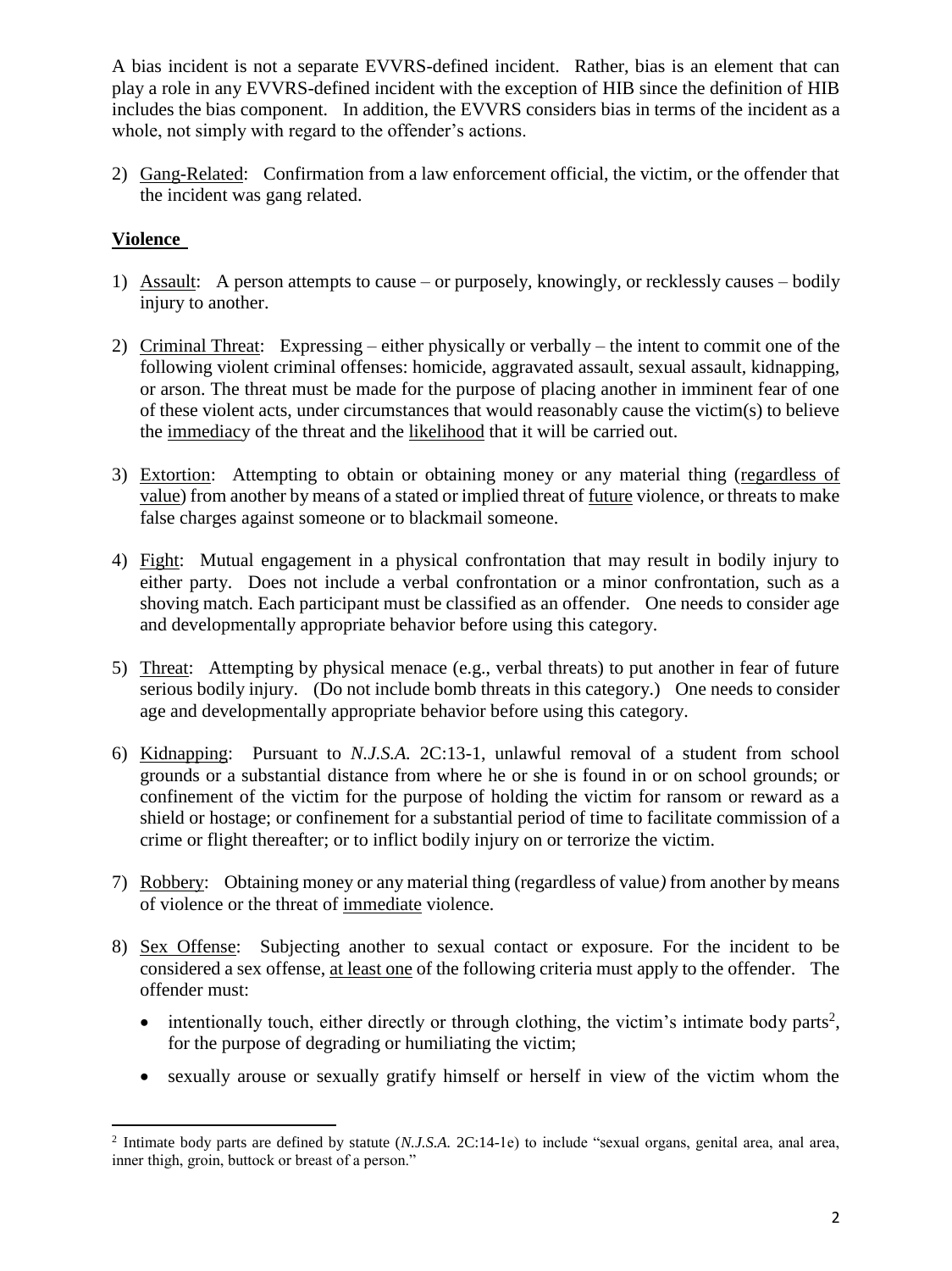A bias incident is not a separate EVVRS-defined incident. Rather, bias is an element that can play a role in any EVVRS-defined incident with the exception of HIB since the definition of HIB includes the bias component. In addition, the EVVRS considers bias in terms of the incident as a whole, not simply with regard to the offender's actions.

2) Gang-Related: Confirmation from a law enforcement official, the victim, or the offender that the incident was gang related.

**Violence**

1) Assault: A person attempts to cause – or purposely, knowingly, or recklessly causes – bodily injury to another.

2) Criminal Threat: Expressing – either physically or verbally – the intent to commit one of the following violent criminal offenses: homicide, aggravated assault, sexual assault, kidnapping, or arson. The threat must be made for the purpose of placing another in imminent fear of one of these violent acts, under circumstances that would reasonably cause the victim(s) to believe the immediacy of the threat and the likelihood that it will be carried out.

3) Extortion: Attempting to obtain or obtaining money or any material thing (regardless of value) from another by means of a stated or implied threat of future violence, or threats to make false charges against someone or to blackmail someone.

4) Fight: Mutual engagement in a physical confrontation that may result in bodily injury to either party. Does not include a verbal confrontation or a minor confrontation, such as a shoving match. Each participant must be classified as an offender. One needs to consider age and developmentally appropriate behavior before using this category.

5) Threat: Attempting by physical menace (e.g., verbal threats) to put another in fear of future serious bodily injury. (Do not include bomb threats in this category.) One needs to consider age and developmentally appropriate behavior before using this category.

6) Kidnapping: Pursuant to *N.J.S.A.* 2C:13-1, unlawful removal of a student from school grounds or a substantial distance from where he or she is found in or on school grounds; or confinement of the victim for the purpose of holding the victim for ransom or reward as a shield or hostage; or confinement for a substantial period of time to facilitate commission of a crime or flight thereafter; or to inflict bodily injury on or terrorize the victim.

7) Robbery: Obtaining money or any material thing (regardless of value) from another by means of violence or the threat of immediate violence.

8) Sex Offense: Subjecting another to sexual contact or exposure. For the incident to be considered a sex offense, at least one of the following criteria must apply to the offender. The offender must:

   - intentionally touch, either directly or through clothing, the victim's intimate body parts[2], for the purpose of degrading or humiliating the victim;
   - sexually arouse or sexually gratify himself or herself in view of the victim whom the

[2] Intimate body parts are defined by statute (*N.J.S.A.* 2C:14-1e) to include "sexual organs, genital area, anal area, inner thigh, groin, buttock or breast of a person."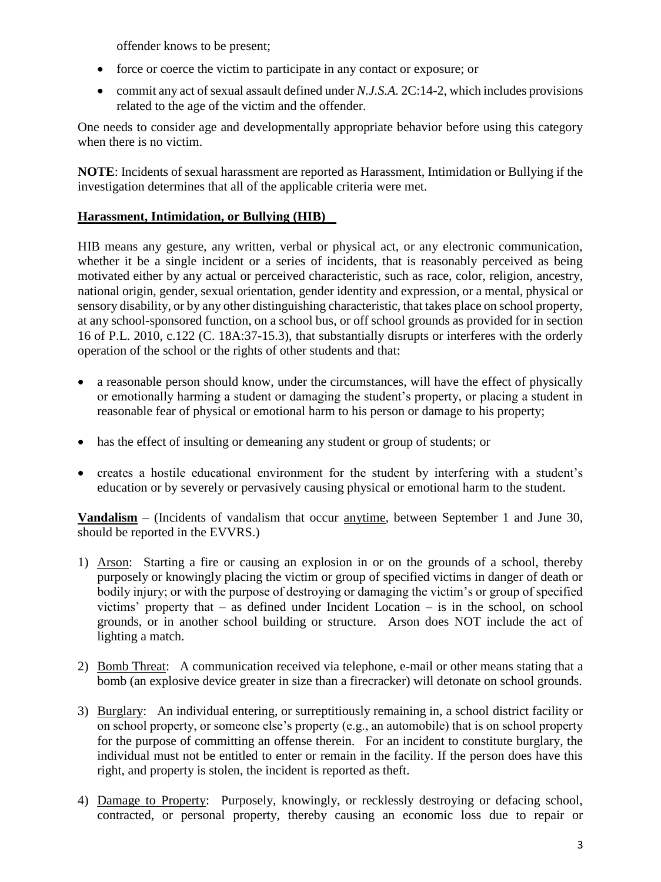offender knows to be present;

- force or coerce the victim to participate in any contact or exposure; or
- commit any act of sexual assault defined under *N.J.S.A.* 2C:14-2, which includes provisions related to the age of the victim and the offender.

One needs to consider age and developmentally appropriate behavior before using this category when there is no victim.

**NOTE**: Incidents of sexual harassment are reported as Harassment, Intimidation or Bullying if the investigation determines that all of the applicable criteria were met.

**Harassment, Intimidation, or Bullying (HIB)**

HIB means any gesture, any written, verbal or physical act, or any electronic communication, whether it be a single incident or a series of incidents, that is reasonably perceived as being motivated either by any actual or perceived characteristic, such as race, color, religion, ancestry, national origin, gender, sexual orientation, gender identity and expression, or a mental, physical or sensory disability, or by any other distinguishing characteristic, that takes place on school property, at any school-sponsored function, on a school bus, or off school grounds as provided for in section 16 of P.L. 2010, c.122 (C. 18A:37-15.3), that substantially disrupts or interferes with the orderly operation of the school or the rights of other students and that:

- a reasonable person should know, under the circumstances, will have the effect of physically or emotionally harming a student or damaging the student's property, or placing a student in reasonable fear of physical or emotional harm to his person or damage to his property;
- has the effect of insulting or demeaning any student or group of students; or
- creates a hostile educational environment for the student by interfering with a student's education or by severely or pervasively causing physical or emotional harm to the student.

**Vandalism** – (Incidents of vandalism that occur anytime, between September 1 and June 30, should be reported in the EVVRS.)

1) Arson: Starting a fire or causing an explosion in or on the grounds of a school, thereby purposely or knowingly placing the victim or group of specified victims in danger of death or bodily injury; or with the purpose of destroying or damaging the victim's or group of specified victims' property that – as defined under Incident Location – is in the school, on school grounds, or in another school building or structure. Arson does NOT include the act of lighting a match.

2) Bomb Threat: A communication received via telephone, e-mail or other means stating that a bomb (an explosive device greater in size than a firecracker) will detonate on school grounds.

3) Burglary: An individual entering, or surreptitiously remaining in, a school district facility or on school property, or someone else's property (e.g., an automobile) that is on school property for the purpose of committing an offense therein. For an incident to constitute burglary, the individual must not be entitled to enter or remain in the facility. If the person does have this right, and property is stolen, the incident is reported as theft.

4) Damage to Property: Purposely, knowingly, or recklessly destroying or defacing school, contracted, or personal property, thereby causing an economic loss due to repair or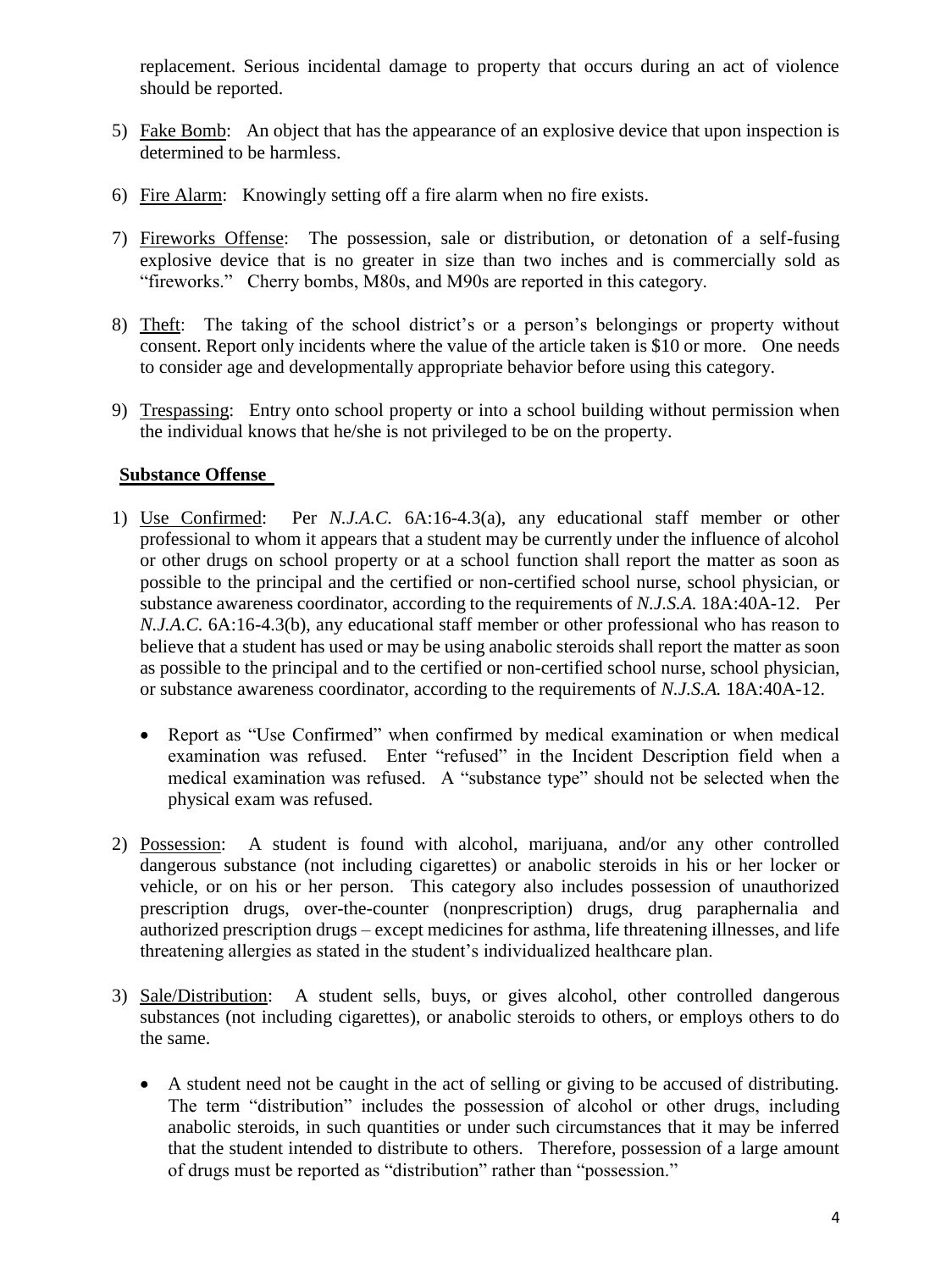replacement. Serious incidental damage to property that occurs during an act of violence should be reported.

5) Fake Bomb: An object that has the appearance of an explosive device that upon inspection is determined to be harmless.

6) Fire Alarm: Knowingly setting off a fire alarm when no fire exists.

7) Fireworks Offense: The possession, sale or distribution, or detonation of a self-fusing explosive device that is no greater in size than two inches and is commercially sold as "fireworks." Cherry bombs, M80s, and M90s are reported in this category.

8) Theft: The taking of the school district's or a person's belongings or property without consent. Report only incidents where the value of the article taken is $10 or more. One needs to consider age and developmentally appropriate behavior before using this category.

9) Trespassing: Entry onto school property or into a school building without permission when the individual knows that he/she is not privileged to be on the property.

**Substance Offense**

1) Use Confirmed: Per *N.J.A.C.* 6A:16-4.3(a), any educational staff member or other professional to whom it appears that a student may be currently under the influence of alcohol or other drugs on school property or at a school function shall report the matter as soon as possible to the principal and the certified or non-certified school nurse, school physician, or substance awareness coordinator, according to the requirements of *N.J.S.A.* 18A:40A-12. Per *N.J.A.C.* 6A:16-4.3(b), any educational staff member or other professional who has reason to believe that a student has used or may be using anabolic steroids shall report the matter as soon as possible to the principal and to the certified or non-certified school nurse, school physician, or substance awareness coordinator, according to the requirements of *N.J.S.A.* 18A:40A-12.

   - Report as "Use Confirmed" when confirmed by medical examination or when medical examination was refused. Enter "refused" in the Incident Description field when a medical examination was refused. A "substance type" should not be selected when the physical exam was refused.

2) Possession: A student is found with alcohol, marijuana, and/or any other controlled dangerous substance (not including cigarettes) or anabolic steroids in his or her locker or vehicle, or on his or her person. This category also includes possession of unauthorized prescription drugs, over-the-counter (nonprescription) drugs, drug paraphernalia and authorized prescription drugs – except medicines for asthma, life threatening illnesses, and life threatening allergies as stated in the student's individualized healthcare plan.

3) Sale/Distribution: A student sells, buys, or gives alcohol, other controlled dangerous substances (not including cigarettes), or anabolic steroids to others, or employs others to do the same.

   - A student need not be caught in the act of selling or giving to be accused of distributing. The term "distribution" includes the possession of alcohol or other drugs, including anabolic steroids, in such quantities or under such circumstances that it may be inferred that the student intended to distribute to others. Therefore, possession of a large amount of drugs must be reported as "distribution" rather than "possession."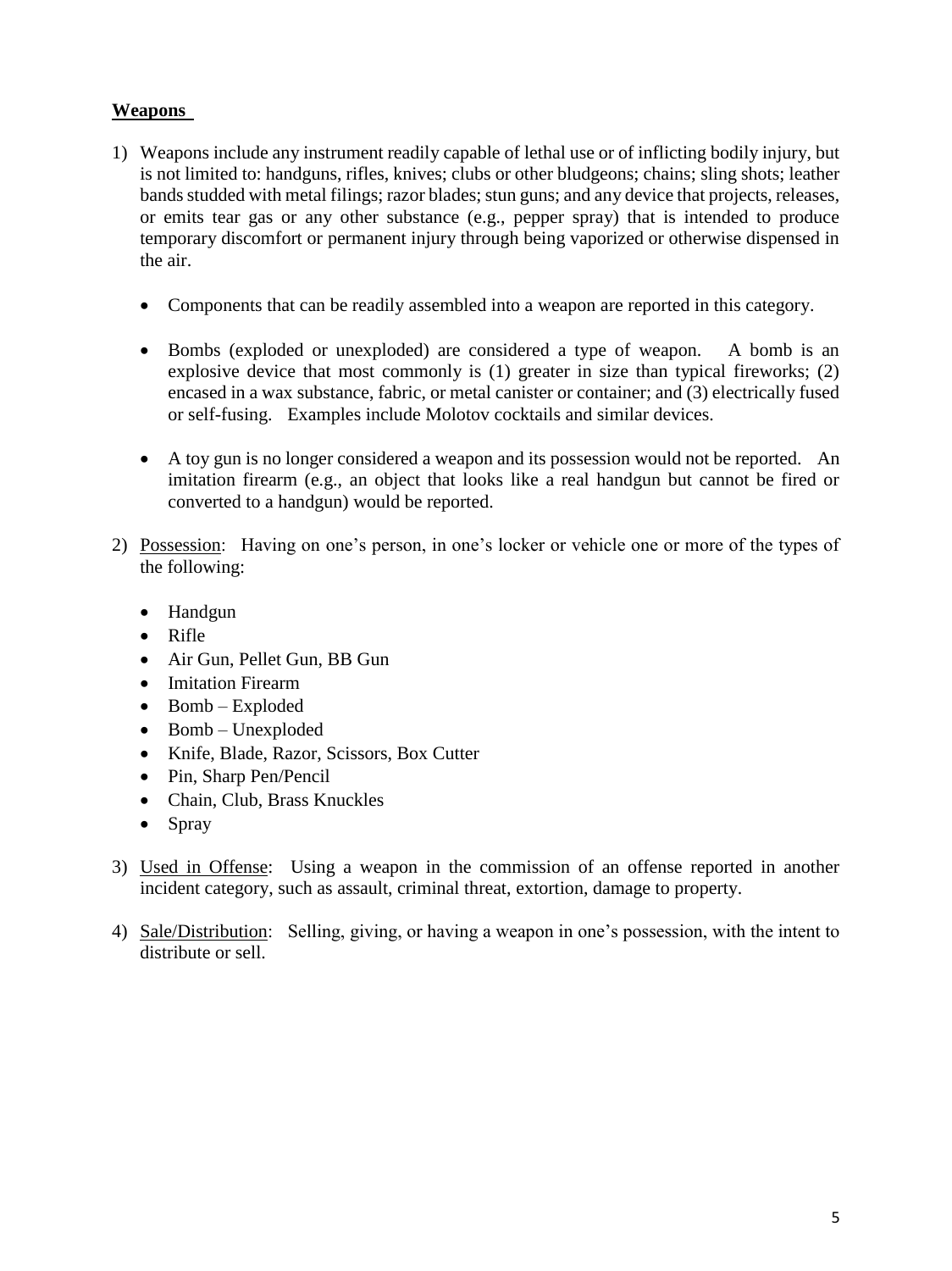## **Weapons**

1) Weapons include any instrument readily capable of lethal use or of inflicting bodily injury, but is not limited to: handguns, rifles, knives; clubs or other bludgeons; chains; sling shots; leather bands studded with metal filings; razor blades; stun guns; and any device that projects, releases, or emits tear gas or any other substance (e.g., pepper spray) that is intended to produce temporary discomfort or permanent injury through being vaporized or otherwise dispensed in the air.

    - Components that can be readily assembled into a weapon are reported in this category.

    - Bombs (exploded or unexploded) are considered a type of weapon. A bomb is an explosive device that most commonly is (1) greater in size than typical fireworks; (2) encased in a wax substance, fabric, or metal canister or container; and (3) electrically fused or self-fusing. Examples include Molotov cocktails and similar devices.

    - A toy gun is no longer considered a weapon and its possession would not be reported. An imitation firearm (e.g., an object that looks like a real handgun but cannot be fired or converted to a handgun) would be reported.

2) Possession: Having on one's person, in one's locker or vehicle one or more of the types of the following:

    - Handgun
    - Rifle
    - Air Gun, Pellet Gun, BB Gun
    - Imitation Firearm
    - Bomb – Exploded
    - Bomb – Unexploded
    - Knife, Blade, Razor, Scissors, Box Cutter
    - Pin, Sharp Pen/Pencil
    - Chain, Club, Brass Knuckles
    - Spray

3) Used in Offense: Using a weapon in the commission of an offense reported in another incident category, such as assault, criminal threat, extortion, damage to property.

4) Sale/Distribution: Selling, giving, or having a weapon in one's possession, with the intent to distribute or sell.